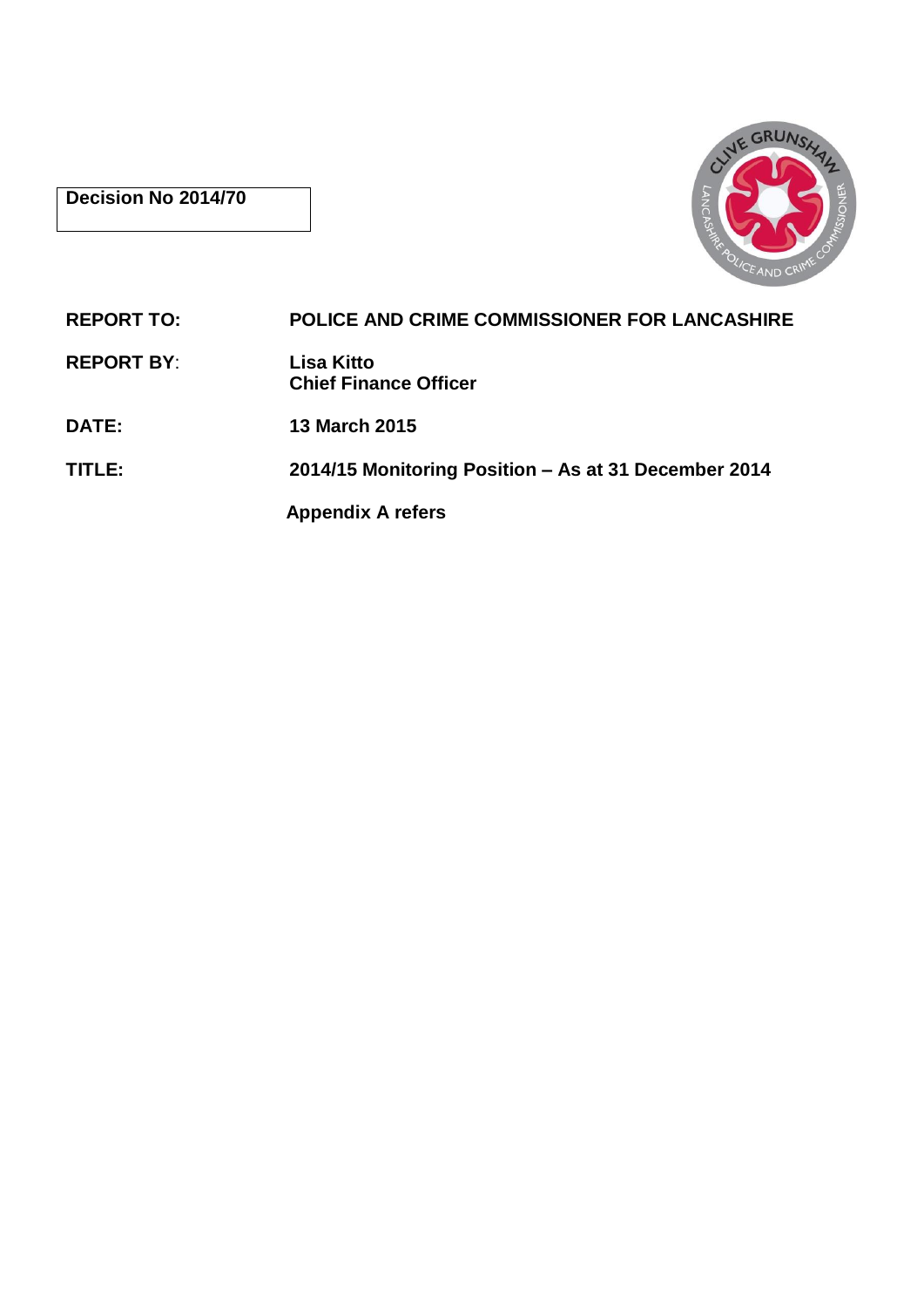**Decision No 2014/70**

| | |
|---|---|
| **REPORT TO:** | **POLICE AND CRIME COMMISSIONER FOR LANCASHIRE** |
| **REPORT BY:** | **Lisa Kitto**<br>**Chief Finance Officer** |
| **DATE:** | **13 March 2015** |
| **TITLE:** | **2014/15 Monitoring Position – As at 31 December 2014** |
| | **Appendix A refers** |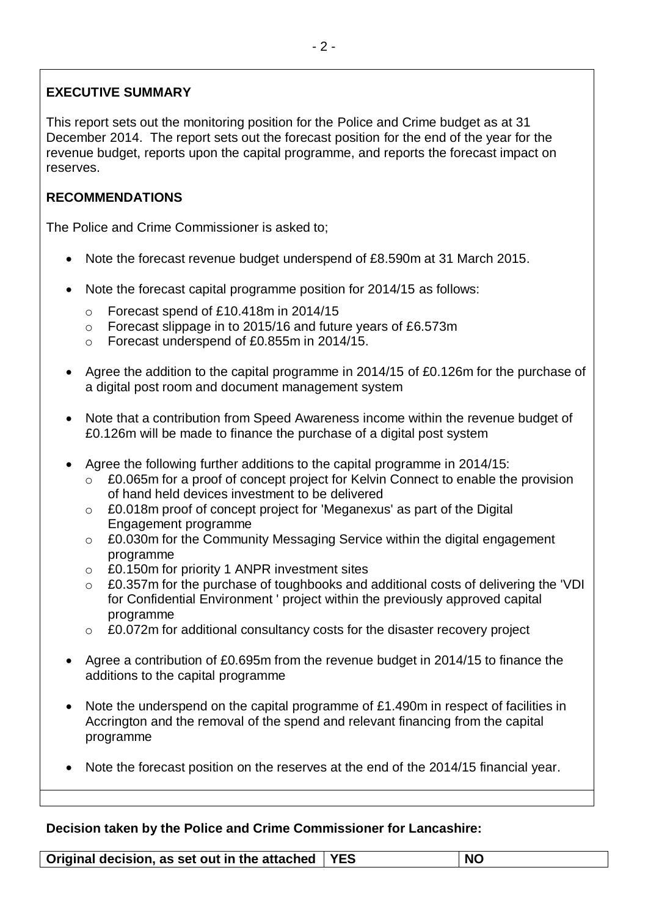**EXECUTIVE SUMMARY**

This report sets out the monitoring position for the Police and Crime budget as at 31 December 2014. The report sets out the forecast position for the end of the year for the revenue budget, reports upon the capital programme, and reports the forecast impact on reserves.

**RECOMMENDATIONS**

The Police and Crime Commissioner is asked to;

- Note the forecast revenue budget underspend of £8.590m at 31 March 2015.
- Note the forecast capital programme position for 2014/15 as follows:
  - Forecast spend of £10.418m in 2014/15
  - Forecast slippage in to 2015/16 and future years of £6.573m
  - Forecast underspend of £0.855m in 2014/15.
- Agree the addition to the capital programme in 2014/15 of £0.126m for the purchase of a digital post room and document management system
- Note that a contribution from Speed Awareness income within the revenue budget of £0.126m will be made to finance the purchase of a digital post system
- Agree the following further additions to the capital programme in 2014/15:
  - £0.065m for a proof of concept project for Kelvin Connect to enable the provision of hand held devices investment to be delivered
  - £0.018m proof of concept project for 'Meganexus' as part of the Digital Engagement programme
  - £0.030m for the Community Messaging Service within the digital engagement programme
  - £0.150m for priority 1 ANPR investment sites
  - £0.357m for the purchase of toughbooks and additional costs of delivering the 'VDI for Confidential Environment ' project within the previously approved capital programme
  - £0.072m for additional consultancy costs for the disaster recovery project
- Agree a contribution of £0.695m from the revenue budget in 2014/15 to finance the additions to the capital programme
- Note the underspend on the capital programme of £1.490m in respect of facilities in Accrington and the removal of the spend and relevant financing from the capital programme
- Note the forecast position on the reserves at the end of the 2014/15 financial year.

**Decision taken by the Police and Crime Commissioner for Lancashire:**

| **Original decision, as set out in the attached** | **YES** | **NO** |
|---|---|---|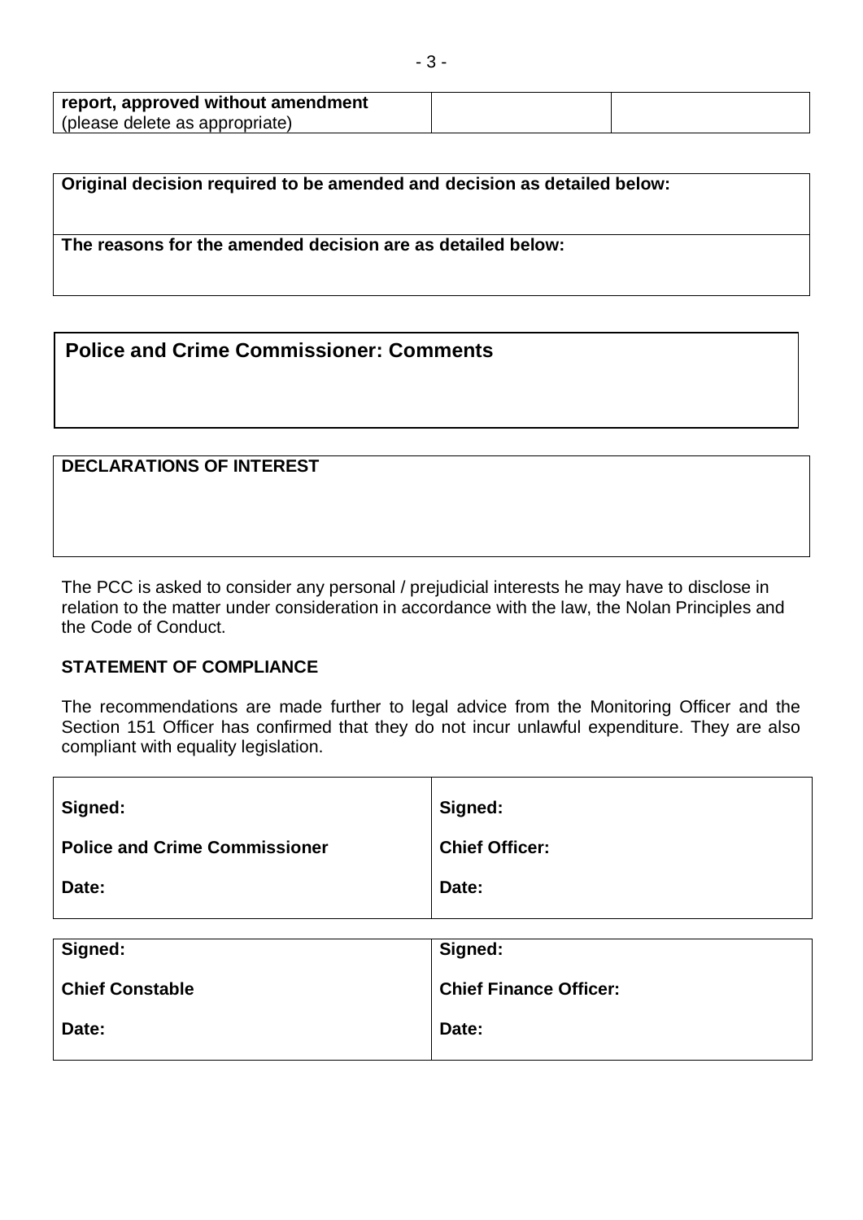| | | |
|---|---|---|
| **report, approved without amendment** (please delete as appropriate) | | |

| |
|---|
| **Original decision required to be amended and decision as detailed below:** |
| **The reasons for the amended decision are as detailed below:** |

| |
|---|
| **Police and Crime Commissioner: Comments** |

| |
|---|
| **DECLARATIONS OF INTEREST** |

The PCC is asked to consider any personal / prejudicial interests he may have to disclose in relation to the matter under consideration in accordance with the law, the Nolan Principles and the Code of Conduct.

**STATEMENT OF COMPLIANCE**

The recommendations are made further to legal advice from the Monitoring Officer and the Section 151 Officer has confirmed that they do not incur unlawful expenditure. They are also compliant with equality legislation.

| | |
|---|---|
| **Signed:**<br>**Police and Crime Commissioner**<br>**Date:** | **Signed:**<br>**Chief Officer:**<br>**Date:** |

| | |
|---|---|
| **Signed:**<br>**Chief Constable**<br>**Date:** | **Signed:**<br>**Chief Finance Officer:**<br>**Date:** |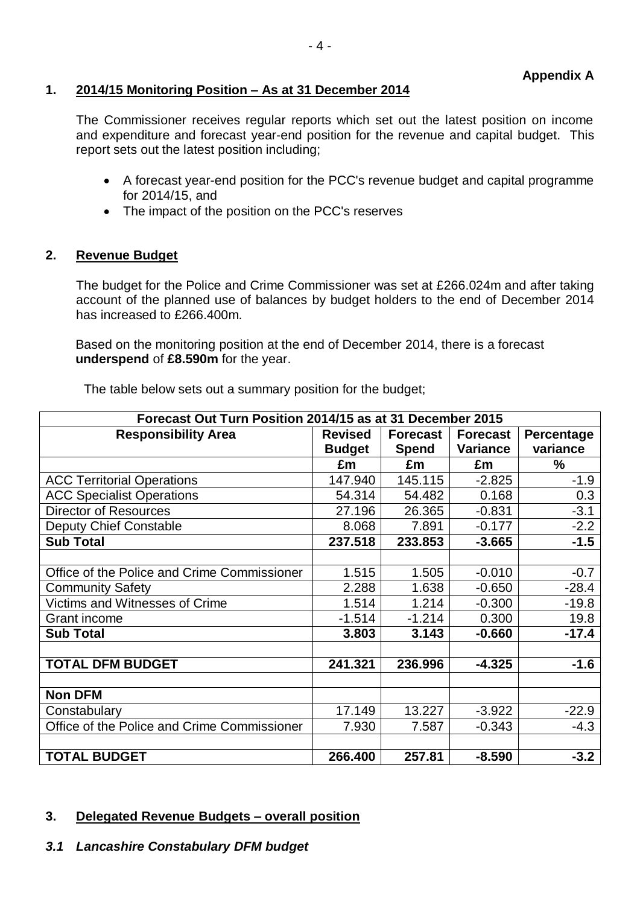**Appendix A**

## 1. 2014/15 Monitoring Position – As at 31 December 2014

The Commissioner receives regular reports which set out the latest position on income and expenditure and forecast year-end position for the revenue and capital budget. This report sets out the latest position including;

- A forecast year-end position for the PCC's revenue budget and capital programme for 2014/15, and
- The impact of the position on the PCC's reserves

## 2. Revenue Budget

The budget for the Police and Crime Commissioner was set at £266.024m and after taking account of the planned use of balances by budget holders to the end of December 2014 has increased to £266.400m.

Based on the monitoring position at the end of December 2014, there is a forecast **underspend** of **£8.590m** for the year.

The table below sets out a summary position for the budget;

| Forecast Out Turn Position 2014/15 as at 31 December 2015 | | | | |
|---|---|---|---|---|
| **Responsibility Area** | **Revised Budget** | **Forecast Spend** | **Forecast Variance** | **Percentage variance** |
| | **£m** | **£m** | **£m** | **%** |
| ACC Territorial Operations | 147.940 | 145.115 | -2.825 | -1.9 |
| ACC Specialist Operations | 54.314 | 54.482 | 0.168 | 0.3 |
| Director of Resources | 27.196 | 26.365 | -0.831 | -3.1 |
| Deputy Chief Constable | 8.068 | 7.891 | -0.177 | -2.2 |
| **Sub Total** | **237.518** | **233.853** | **-3.665** | **-1.5** |
| | | | | |
| Office of the Police and Crime Commissioner | 1.515 | 1.505 | -0.010 | -0.7 |
| Community Safety | 2.288 | 1.638 | -0.650 | -28.4 |
| Victims and Witnesses of Crime | 1.514 | 1.214 | -0.300 | -19.8 |
| Grant income | -1.514 | -1.214 | 0.300 | 19.8 |
| **Sub Total** | **3.803** | **3.143** | **-0.660** | **-17.4** |
| | | | | |
| **TOTAL DFM BUDGET** | **241.321** | **236.996** | **-4.325** | **-1.6** |
| | | | | |
| **Non DFM** | | | | |
| Constabulary | 17.149 | 13.227 | -3.922 | -22.9 |
| Office of the Police and Crime Commissioner | 7.930 | 7.587 | -0.343 | -4.3 |
| | | | | |
| **TOTAL BUDGET** | **266.400** | **257.81** | **-8.590** | **-3.2** |

## 3. Delegated Revenue Budgets – overall position

### *3.1 Lancashire Constabulary DFM budget*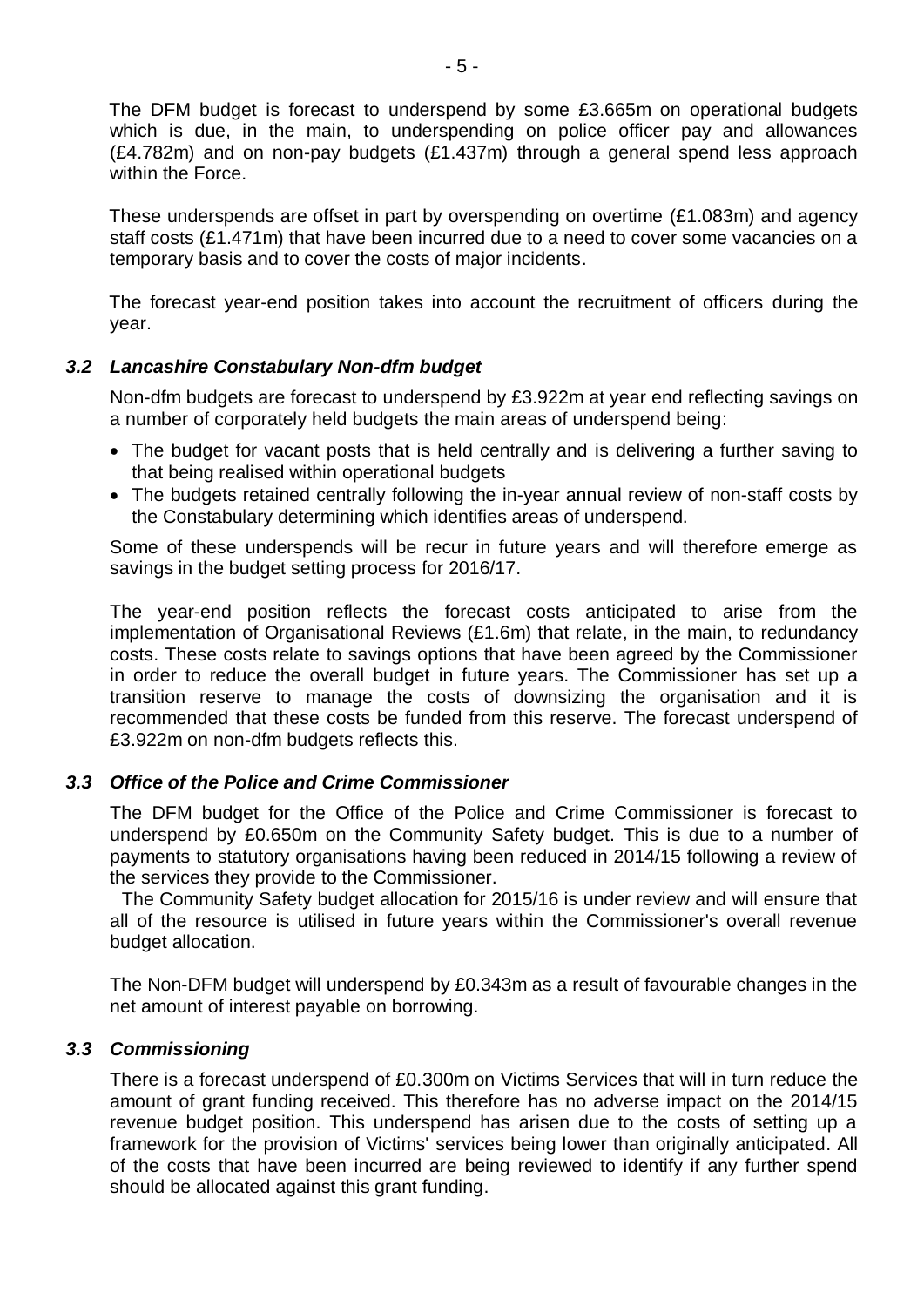The DFM budget is forecast to underspend by some £3.665m on operational budgets which is due, in the main, to underspending on police officer pay and allowances (£4.782m) and on non-pay budgets (£1.437m) through a general spend less approach within the Force.

These underspends are offset in part by overspending on overtime (£1.083m) and agency staff costs (£1.471m) that have been incurred due to a need to cover some vacancies on a temporary basis and to cover the costs of major incidents.

The forecast year-end position takes into account the recruitment of officers during the year.

### *3.2 Lancashire Constabulary Non-dfm budget*

Non-dfm budgets are forecast to underspend by £3.922m at year end reflecting savings on a number of corporately held budgets the main areas of underspend being:

- The budget for vacant posts that is held centrally and is delivering a further saving to that being realised within operational budgets
- The budgets retained centrally following the in-year annual review of non-staff costs by the Constabulary determining which identifies areas of underspend.

Some of these underspends will be recur in future years and will therefore emerge as savings in the budget setting process for 2016/17.

The year-end position reflects the forecast costs anticipated to arise from the implementation of Organisational Reviews (£1.6m) that relate, in the main, to redundancy costs. These costs relate to savings options that have been agreed by the Commissioner in order to reduce the overall budget in future years. The Commissioner has set up a transition reserve to manage the costs of downsizing the organisation and it is recommended that these costs be funded from this reserve. The forecast underspend of £3.922m on non-dfm budgets reflects this.

### *3.3 Office of the Police and Crime Commissioner*

The DFM budget for the Office of the Police and Crime Commissioner is forecast to underspend by £0.650m on the Community Safety budget. This is due to a number of payments to statutory organisations having been reduced in 2014/15 following a review of the services they provide to the Commissioner.

The Community Safety budget allocation for 2015/16 is under review and will ensure that all of the resource is utilised in future years within the Commissioner's overall revenue budget allocation.

The Non-DFM budget will underspend by £0.343m as a result of favourable changes in the net amount of interest payable on borrowing.

### *3.3 Commissioning*

There is a forecast underspend of £0.300m on Victims Services that will in turn reduce the amount of grant funding received. This therefore has no adverse impact on the 2014/15 revenue budget position. This underspend has arisen due to the costs of setting up a framework for the provision of Victims' services being lower than originally anticipated. All of the costs that have been incurred are being reviewed to identify if any further spend should be allocated against this grant funding.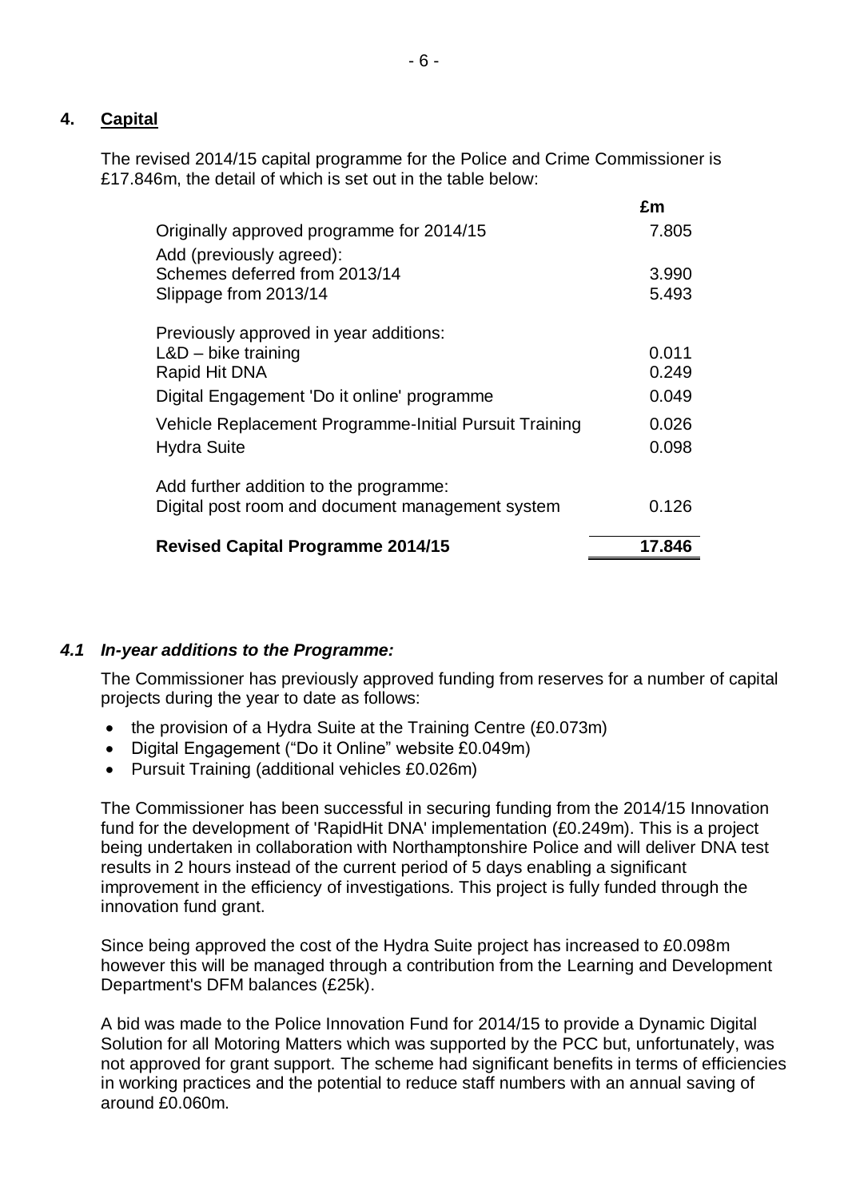## 4. Capital

The revised 2014/15 capital programme for the Police and Crime Commissioner is £17.846m, the detail of which is set out in the table below:

| | £m |
|---|---|
| Originally approved programme for 2014/15 | 7.805 |
| Add (previously agreed): | |
| Schemes deferred from 2013/14 | 3.990 |
| Slippage from 2013/14 | 5.493 |
| Previously approved in year additions: | |
| L&D – bike training | 0.011 |
| Rapid Hit DNA | 0.249 |
| Digital Engagement 'Do it online' programme | 0.049 |
| Vehicle Replacement Programme-Initial Pursuit Training | 0.026 |
| Hydra Suite | 0.098 |
| Add further addition to the programme: | |
| Digital post room and document management system | 0.126 |
| **Revised Capital Programme 2014/15** | **17.846** |

### *4.1 In-year additions to the Programme:*

The Commissioner has previously approved funding from reserves for a number of capital projects during the year to date as follows:

- the provision of a Hydra Suite at the Training Centre (£0.073m)
- Digital Engagement ("Do it Online" website £0.049m)
- Pursuit Training (additional vehicles £0.026m)

The Commissioner has been successful in securing funding from the 2014/15 Innovation fund for the development of 'RapidHit DNA' implementation (£0.249m). This is a project being undertaken in collaboration with Northamptonshire Police and will deliver DNA test results in 2 hours instead of the current period of 5 days enabling a significant improvement in the efficiency of investigations. This project is fully funded through the innovation fund grant.

Since being approved the cost of the Hydra Suite project has increased to £0.098m however this will be managed through a contribution from the Learning and Development Department's DFM balances (£25k).

A bid was made to the Police Innovation Fund for 2014/15 to provide a Dynamic Digital Solution for all Motoring Matters which was supported by the PCC but, unfortunately, was not approved for grant support. The scheme had significant benefits in terms of efficiencies in working practices and the potential to reduce staff numbers with an annual saving of around £0.060m.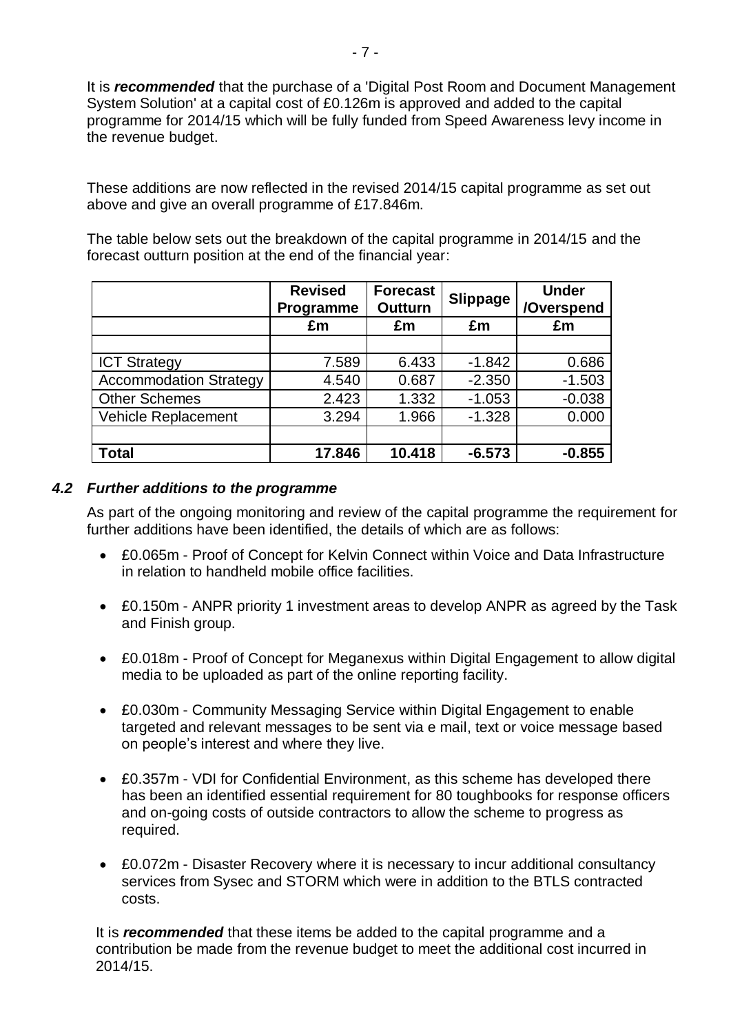It is ***recommended*** that the purchase of a 'Digital Post Room and Document Management System Solution' at a capital cost of £0.126m is approved and added to the capital programme for 2014/15 which will be fully funded from Speed Awareness levy income in the revenue budget.

These additions are now reflected in the revised 2014/15 capital programme as set out above and give an overall programme of £17.846m.

The table below sets out the breakdown of the capital programme in 2014/15 and the forecast outturn position at the end of the financial year:

| | Revised Programme | Forecast Outturn | Slippage | Under /Overspend |
|---|---|---|---|---|
| | £m | £m | £m | £m |
| | | | | |
| ICT Strategy | 7.589 | 6.433 | -1.842 | 0.686 |
| Accommodation Strategy | 4.540 | 0.687 | -2.350 | -1.503 |
| Other Schemes | 2.423 | 1.332 | -1.053 | -0.038 |
| Vehicle Replacement | 3.294 | 1.966 | -1.328 | 0.000 |
| | | | | |
| **Total** | **17.846** | **10.418** | **-6.573** | **-0.855** |

### *4.2 Further additions to the programme*

As part of the ongoing monitoring and review of the capital programme the requirement for further additions have been identified, the details of which are as follows:

- £0.065m - Proof of Concept for Kelvin Connect within Voice and Data Infrastructure in relation to handheld mobile office facilities.
- £0.150m - ANPR priority 1 investment areas to develop ANPR as agreed by the Task and Finish group.
- £0.018m - Proof of Concept for Meganexus within Digital Engagement to allow digital media to be uploaded as part of the online reporting facility.
- £0.030m - Community Messaging Service within Digital Engagement to enable targeted and relevant messages to be sent via e mail, text or voice message based on people's interest and where they live.
- £0.357m - VDI for Confidential Environment, as this scheme has developed there has been an identified essential requirement for 80 toughbooks for response officers and on-going costs of outside contractors to allow the scheme to progress as required.
- £0.072m - Disaster Recovery where it is necessary to incur additional consultancy services from Sysec and STORM which were in addition to the BTLS contracted costs.

It is ***recommended*** that these items be added to the capital programme and a contribution be made from the revenue budget to meet the additional cost incurred in 2014/15.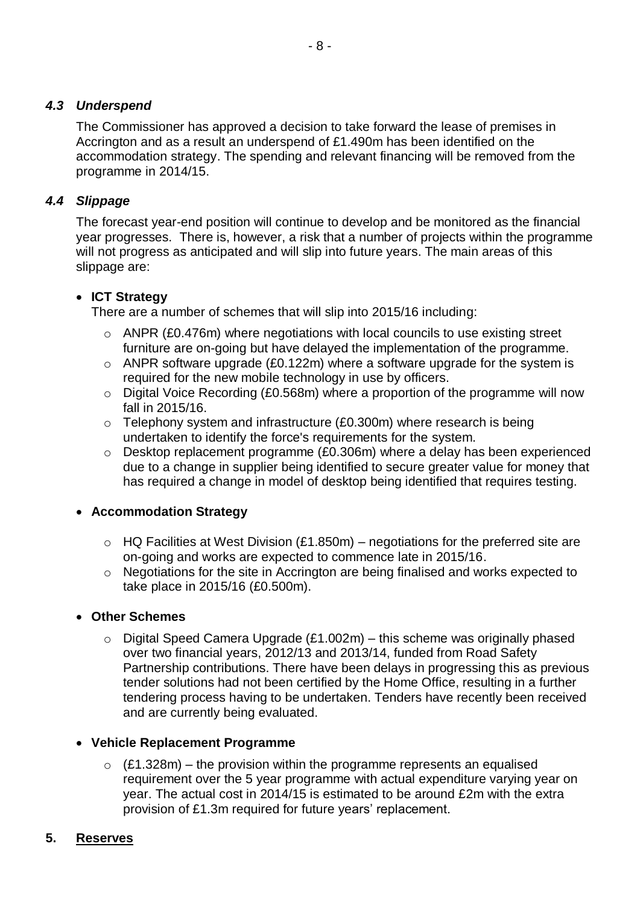### *4.3 Underspend*

The Commissioner has approved a decision to take forward the lease of premises in Accrington and as a result an underspend of £1.490m has been identified on the accommodation strategy. The spending and relevant financing will be removed from the programme in 2014/15.

### *4.4 Slippage*

The forecast year-end position will continue to develop and be monitored as the financial year progresses. There is, however, a risk that a number of projects within the programme will not progress as anticipated and will slip into future years. The main areas of this slippage are:

- **ICT Strategy**

  There are a number of schemes that will slip into 2015/16 including:

  - ANPR (£0.476m) where negotiations with local councils to use existing street furniture are on-going but have delayed the implementation of the programme.
  - ANPR software upgrade (£0.122m) where a software upgrade for the system is required for the new mobile technology in use by officers.
  - Digital Voice Recording (£0.568m) where a proportion of the programme will now fall in 2015/16.
  - Telephony system and infrastructure (£0.300m) where research is being undertaken to identify the force's requirements for the system.
  - Desktop replacement programme (£0.306m) where a delay has been experienced due to a change in supplier being identified to secure greater value for money that has required a change in model of desktop being identified that requires testing.

- **Accommodation Strategy**

  - HQ Facilities at West Division (£1.850m) – negotiations for the preferred site are on-going and works are expected to commence late in 2015/16.
  - Negotiations for the site in Accrington are being finalised and works expected to take place in 2015/16 (£0.500m).

- **Other Schemes**

  - Digital Speed Camera Upgrade (£1.002m) – this scheme was originally phased over two financial years, 2012/13 and 2013/14, funded from Road Safety Partnership contributions. There have been delays in progressing this as previous tender solutions had not been certified by the Home Office, resulting in a further tendering process having to be undertaken. Tenders have recently been received and are currently being evaluated.

- **Vehicle Replacement Programme**

  - (£1.328m) – the provision within the programme represents an equalised requirement over the 5 year programme with actual expenditure varying year on year. The actual cost in 2014/15 is estimated to be around £2m with the extra provision of £1.3m required for future years' replacement.

## **5. Reserves**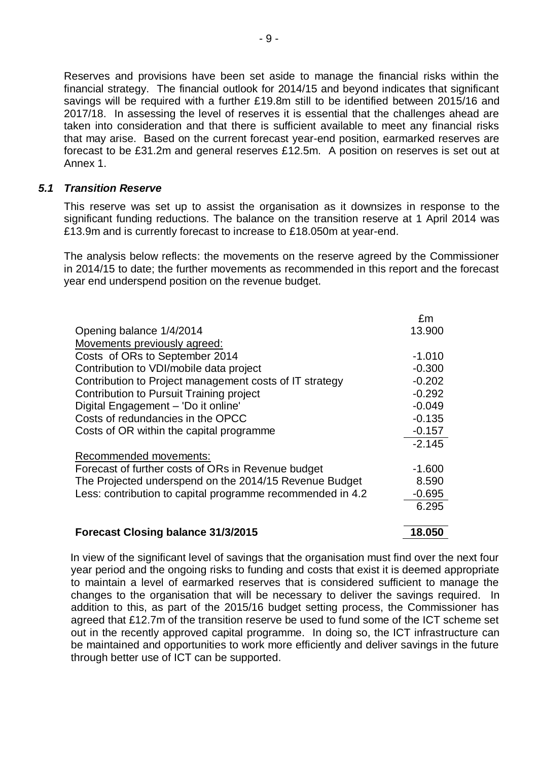Reserves and provisions have been set aside to manage the financial risks within the financial strategy. The financial outlook for 2014/15 and beyond indicates that significant savings will be required with a further £19.8m still to be identified between 2015/16 and 2017/18. In assessing the level of reserves it is essential that the challenges ahead are taken into consideration and that there is sufficient available to meet any financial risks that may arise. Based on the current forecast year-end position, earmarked reserves are forecast to be £31.2m and general reserves £12.5m. A position on reserves is set out at Annex 1.

### *5.1 Transition Reserve*

This reserve was set up to assist the organisation as it downsizes in response to the significant funding reductions. The balance on the transition reserve at 1 April 2014 was £13.9m and is currently forecast to increase to £18.050m at year-end.

The analysis below reflects: the movements on the reserve agreed by the Commissioner in 2014/15 to date; the further movements as recommended in this report and the forecast year end underspend position on the revenue budget.

| | £m |
|---|---|
| Opening balance 1/4/2014 | 13.900 |
| Movements previously agreed: | |
| Costs of ORs to September 2014 | -1.010 |
| Contribution to VDI/mobile data project | -0.300 |
| Contribution to Project management costs of IT strategy | -0.202 |
| Contribution to Pursuit Training project | -0.292 |
| Digital Engagement – 'Do it online' | -0.049 |
| Costs of redundancies in the OPCC | -0.135 |
| Costs of OR within the capital programme | -0.157 |
| | -2.145 |
| Recommended movements: | |
| Forecast of further costs of ORs in Revenue budget | -1.600 |
| The Projected underspend on the 2014/15 Revenue Budget | 8.590 |
| Less: contribution to capital programme recommended in 4.2 | -0.695 |
| | 6.295 |
| **Forecast Closing balance 31/3/2015** | **18.050** |

In view of the significant level of savings that the organisation must find over the next four year period and the ongoing risks to funding and costs that exist it is deemed appropriate to maintain a level of earmarked reserves that is considered sufficient to manage the changes to the organisation that will be necessary to deliver the savings required. In addition to this, as part of the 2015/16 budget setting process, the Commissioner has agreed that £12.7m of the transition reserve be used to fund some of the ICT scheme set out in the recently approved capital programme. In doing so, the ICT infrastructure can be maintained and opportunities to work more efficiently and deliver savings in the future through better use of ICT can be supported.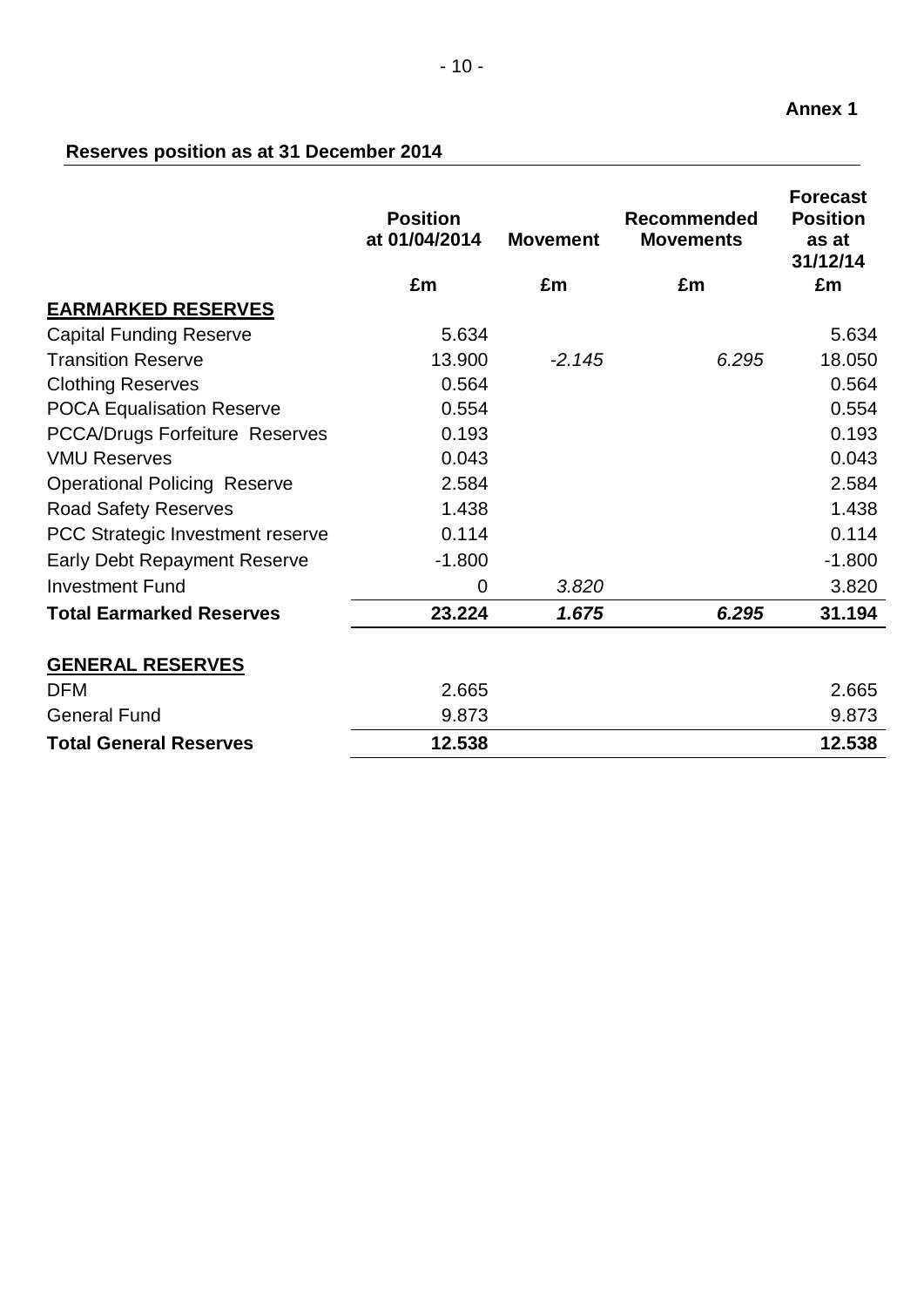Annex 1

## Reserves position as at 31 December 2014

| | Position at 01/04/2014 | Movement | Recommended Movements | Forecast Position as at 31/12/14 |
|---|---|---|---|---|
| | £m | £m | £m | £m |
| **EARMARKED RESERVES** | | | | |
| Capital Funding Reserve | 5.634 | | | 5.634 |
| Transition Reserve | 13.900 | *-2.145* | *6.295* | 18.050 |
| Clothing Reserves | 0.564 | | | 0.564 |
| POCA Equalisation Reserve | 0.554 | | | 0.554 |
| PCCA/Drugs Forfeiture Reserves | 0.193 | | | 0.193 |
| VMU Reserves | 0.043 | | | 0.043 |
| Operational Policing Reserve | 2.584 | | | 2.584 |
| Road Safety Reserves | 1.438 | | | 1.438 |
| PCC Strategic Investment reserve | 0.114 | | | 0.114 |
| Early Debt Repayment Reserve | -1.800 | | | -1.800 |
| Investment Fund | 0 | *3.820* | | 3.820 |
| **Total Earmarked Reserves** | **23.224** | ***1.675*** | ***6.295*** | **31.194** |
| | | | | |
| **GENERAL RESERVES** | | | | |
| DFM | 2.665 | | | 2.665 |
| General Fund | 9.873 | | | 9.873 |
| **Total General Reserves** | **12.538** | | | **12.538** |